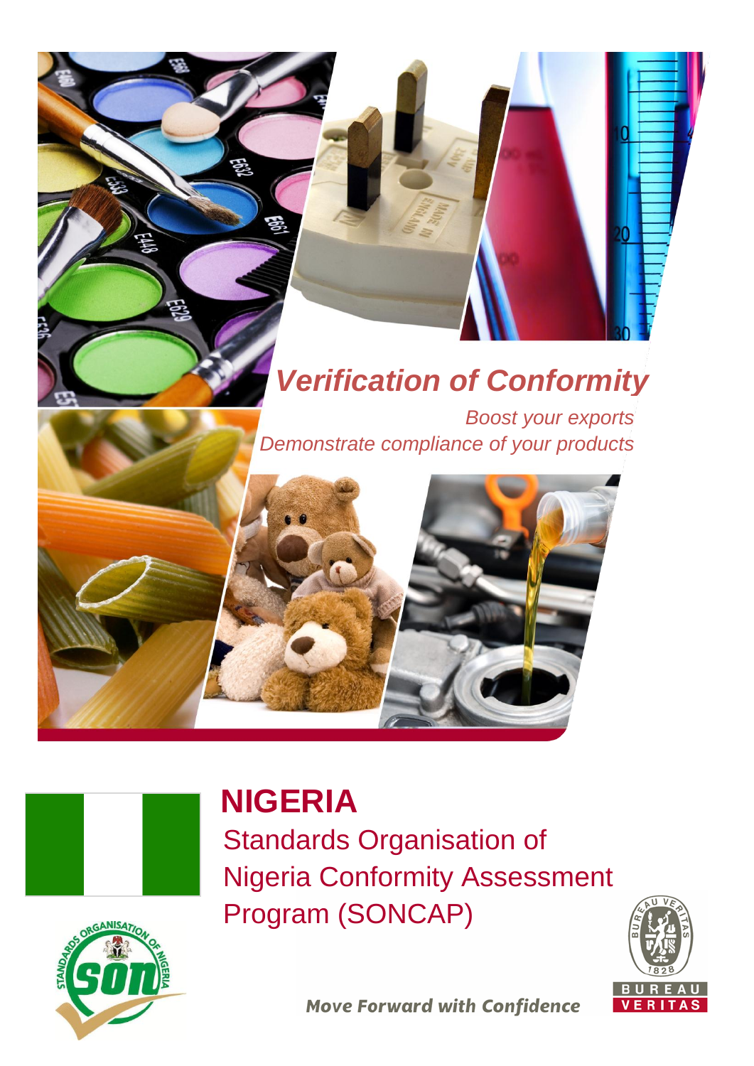# *Verification of Conformity*

*Boost your exports*

*Demonstrate compliance of your products*

## NIGERIA

Standards Organisation of Nigeria Conformity Assessment Program (SONCAP)

**Move Forward with Confidence**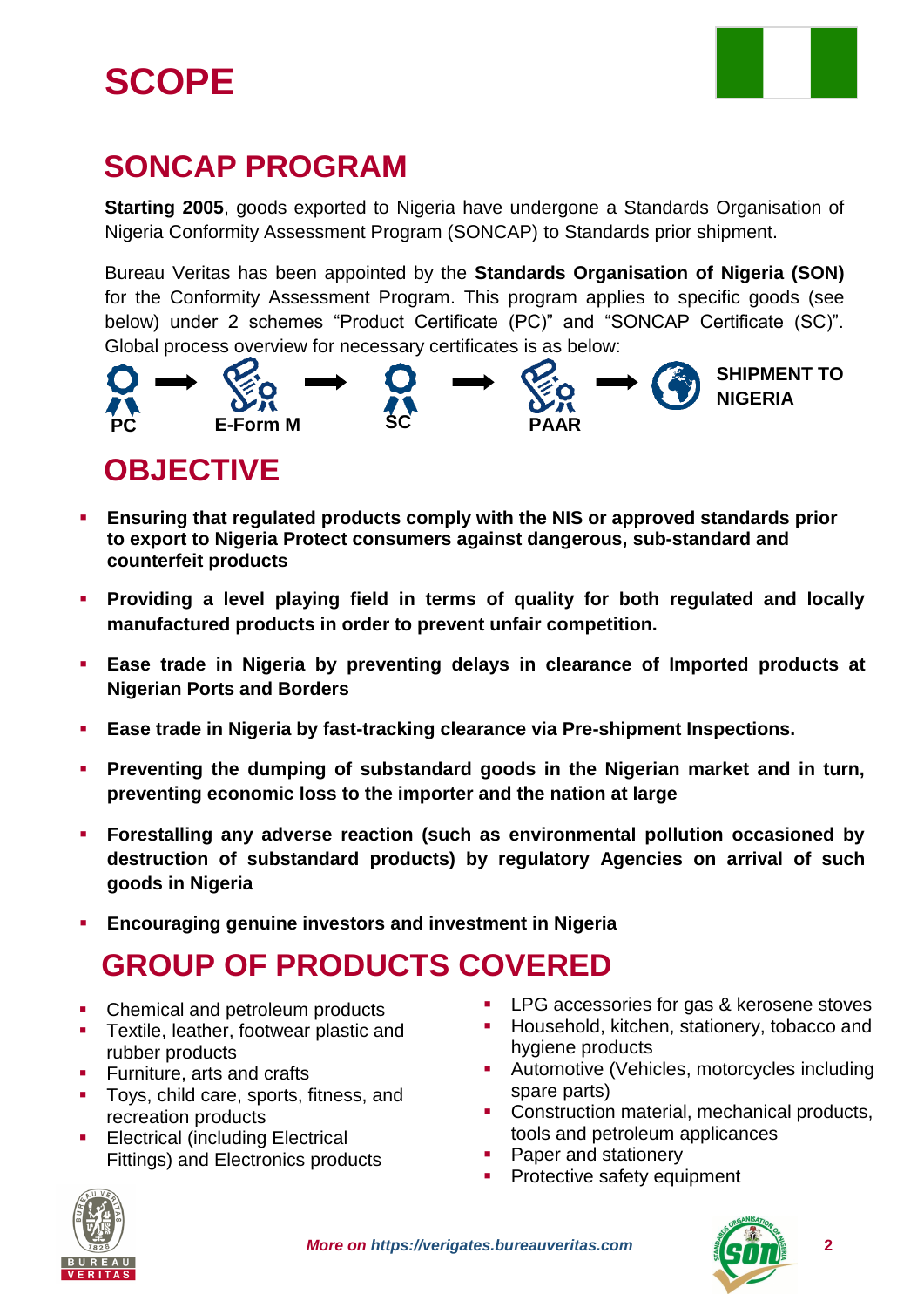# SCOPE

## SONCAP PROGRAM

**Starting 2005**, goods exported to Nigeria have undergone a Standards Organisation of Nigeria Conformity Assessment Program (SONCAP) to Standards prior shipment.

Bureau Veritas has been appointed by the **Standards Organisation of Nigeria (SON)** for the Conformity Assessment Program. This program applies to specific goods (see below) under 2 schemes "Product Certificate (PC)" and "SONCAP Certificate (SC)". Global process overview for necessary certificates is as below:

PC → E-Form M → SC → PAAR → SHIPMENT TO NIGERIA

## OBJECTIVE

- **Ensuring that regulated products comply with the NIS or approved standards prior to export to Nigeria Protect consumers against dangerous, sub-standard and counterfeit products**
- **Providing a level playing field in terms of quality for both regulated and locally manufactured products in order to prevent unfair competition.**
- **Ease trade in Nigeria by preventing delays in clearance of Imported products at Nigerian Ports and Borders**
- **Ease trade in Nigeria by fast-tracking clearance via Pre-shipment Inspections.**
- **Preventing the dumping of substandard goods in the Nigerian market and in turn, preventing economic loss to the importer and the nation at large**
- **Forestalling any adverse reaction (such as environmental pollution occasioned by destruction of substandard products) by regulatory Agencies on arrival of such goods in Nigeria**
- **Encouraging genuine investors and investment in Nigeria**

## GROUP OF PRODUCTS COVERED

- Chemical and petroleum products
- Textile, leather, footwear plastic and rubber products
- Furniture, arts and crafts
- Toys, child care, sports, fitness, and recreation products
- Electrical (including Electrical Fittings) and Electronics products
- LPG accessories for gas & kerosene stoves
- Household, kitchen, stationery, tobacco and hygiene products
- Automotive (Vehicles, motorcycles including spare parts)
- Construction material, mechanical products, tools and petroleum applicances
- Paper and stationery
- Protective safety equipment

*More on https://verigates.bureauveritas.com*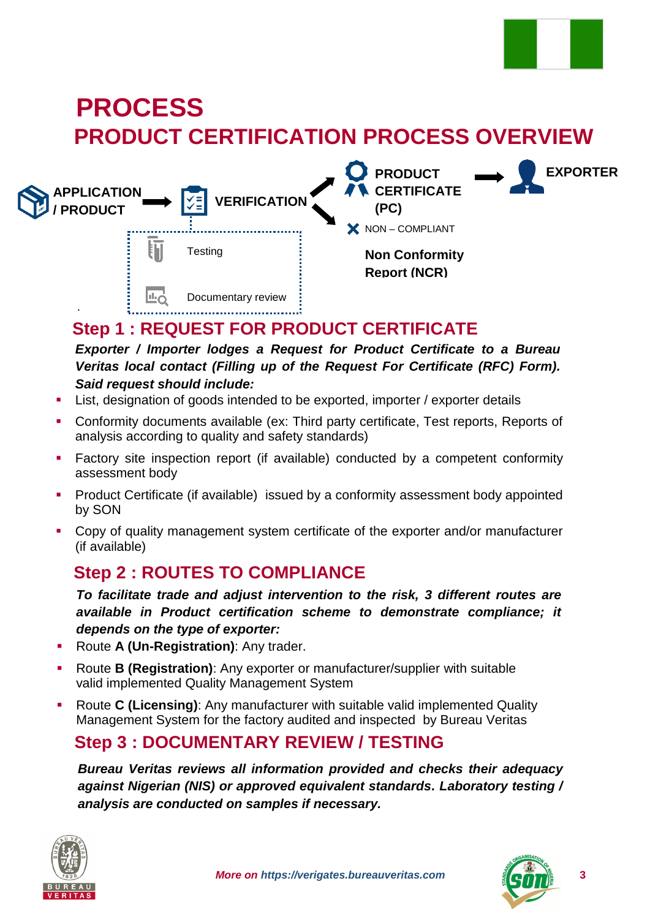# PROCESS

## PRODUCT CERTIFICATION PROCESS OVERVIEW

APPLICATION / PRODUCT → VERIFICATION → PRODUCT CERTIFICATE (PC) → EXPORTER

- Testing
- Documentary review

NON – COMPLIANT

Non Conformity Report (NCR)

### Step 1 : REQUEST FOR PRODUCT CERTIFICATE

***Exporter / Importer lodges a Request for Product Certificate to a Bureau Veritas local contact (Filling up of the Request For Certificate (RFC) Form). Said request should include:***

- List, designation of goods intended to be exported, importer / exporter details
- Conformity documents available (ex: Third party certificate, Test reports, Reports of analysis according to quality and safety standards)
- Factory site inspection report (if available) conducted by a competent conformity assessment body
- Product Certificate (if available) issued by a conformity assessment body appointed by SON
- Copy of quality management system certificate of the exporter and/or manufacturer (if available)

### Step 2 : ROUTES TO COMPLIANCE

***To facilitate trade and adjust intervention to the risk, 3 different routes are available in Product certification scheme to demonstrate compliance; it depends on the type of exporter:***

- Route **A (Un-Registration)**: Any trader.
- Route **B (Registration)**: Any exporter or manufacturer/supplier with suitable valid implemented Quality Management System
- Route **C (Licensing)**: Any manufacturer with suitable valid implemented Quality Management System for the factory audited and inspected by Bureau Veritas

### Step 3 : DOCUMENTARY REVIEW / TESTING

***Bureau Veritas reviews all information provided and checks their adequacy against Nigerian (NIS) or approved equivalent standards. Laboratory testing / analysis are conducted on samples if necessary.***

*More on https://verigates.bureauveritas.com*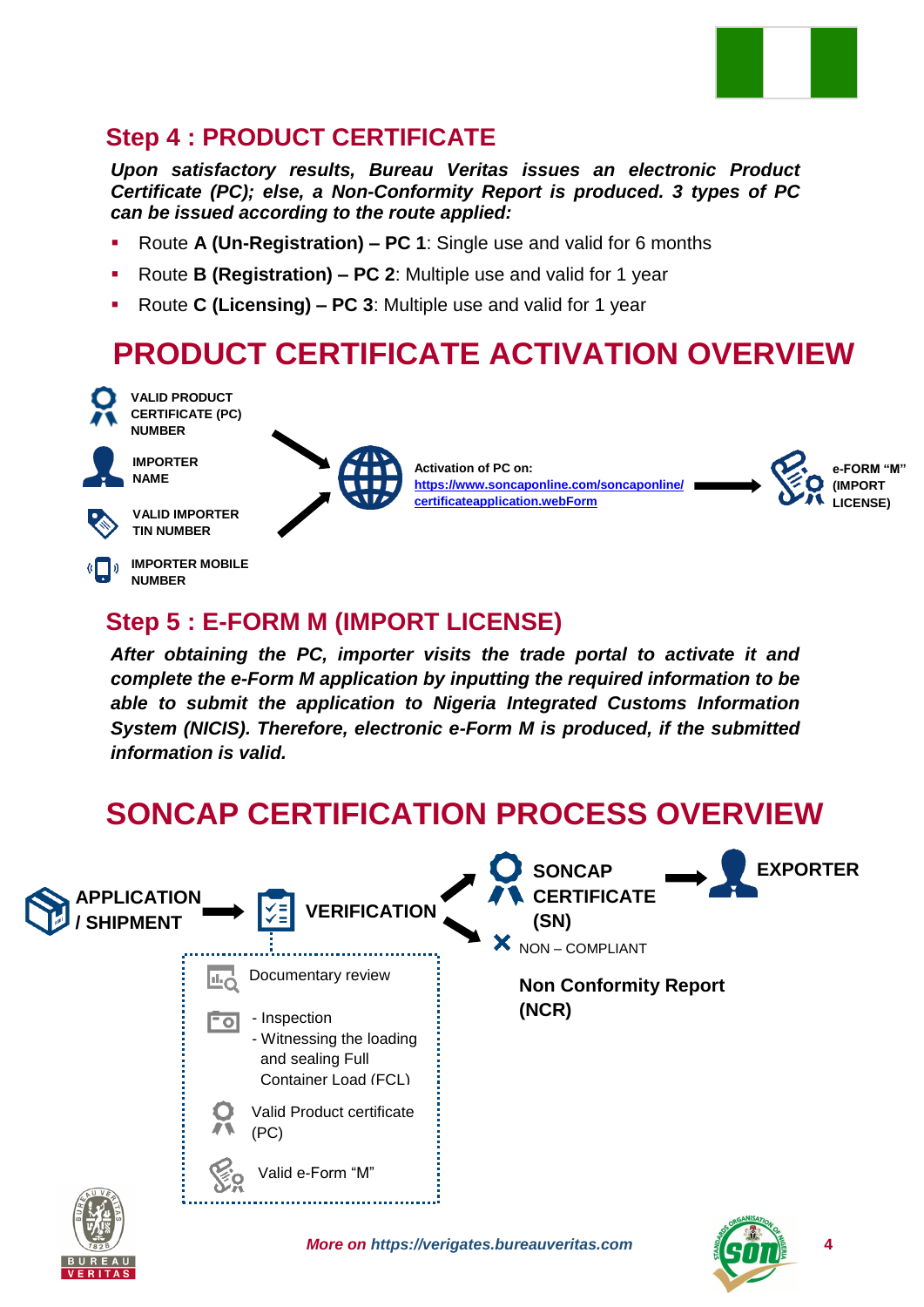## Step 4 : PRODUCT CERTIFICATE

***Upon satisfactory results, Bureau Veritas issues an electronic Product Certificate (PC); else, a Non-Conformity Report is produced. 3 types of PC can be issued according to the route applied:***

- Route **A (Un-Registration) – PC 1**: Single use and valid for 6 months
- Route **B (Registration) – PC 2**: Multiple use and valid for 1 year
- Route **C (Licensing) – PC 3**: Multiple use and valid for 1 year

## PRODUCT CERTIFICATE ACTIVATION OVERVIEW

**VALID PRODUCT CERTIFICATE (PC) NUMBER**

**IMPORTER NAME**

**VALID IMPORTER TIN NUMBER**

**IMPORTER MOBILE NUMBER**

→ **Activation of PC on:** https://www.soncaponline.com/soncaponline/certificateapplication.webForm → **e-FORM "M" (IMPORT LICENSE)**

## Step 5 : E-FORM M (IMPORT LICENSE)

***After obtaining the PC, importer visits the trade portal to activate it and complete the e-Form M application by inputting the required information to be able to submit the application to Nigeria Integrated Customs Information System (NICIS). Therefore, electronic e-Form M is produced, if the submitted information is valid.***

## SONCAP CERTIFICATION PROCESS OVERVIEW

**APPLICATION / SHIPMENT** → **VERIFICATION** → **SONCAP CERTIFICATE (SN)** → **EXPORTER**

VERIFICATION → NON – COMPLIANT: **Non Conformity Report (NCR)**

Verification includes:

- Documentary review
- - Inspection
  - Witnessing the loading and sealing Full Container Load (FCL)
- Valid Product certificate (PC)
- Valid e-Form "M"

*More on https://verigates.bureauveritas.com*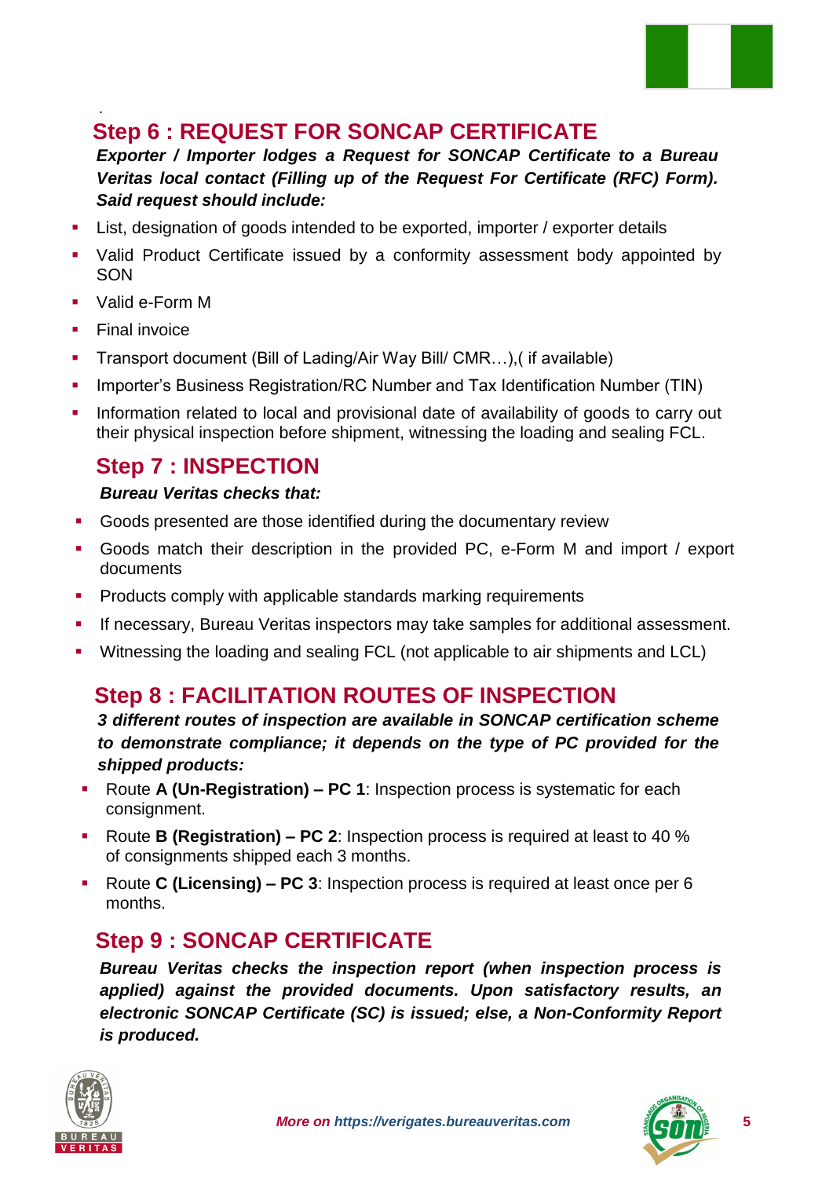## Step 6 : REQUEST FOR SONCAP CERTIFICATE

***Exporter / Importer lodges a Request for SONCAP Certificate to a Bureau Veritas local contact (Filling up of the Request For Certificate (RFC) Form). Said request should include:***

- List, designation of goods intended to be exported, importer / exporter details
- Valid Product Certificate issued by a conformity assessment body appointed by SON
- Valid e-Form M
- Final invoice
- Transport document (Bill of Lading/Air Way Bill/ CMR…),( if available)
- Importer's Business Registration/RC Number and Tax Identification Number (TIN)
- Information related to local and provisional date of availability of goods to carry out their physical inspection before shipment, witnessing the loading and sealing FCL.

## Step 7 : INSPECTION

***Bureau Veritas checks that:***

- Goods presented are those identified during the documentary review
- Goods match their description in the provided PC, e-Form M and import / export documents
- Products comply with applicable standards marking requirements
- If necessary, Bureau Veritas inspectors may take samples for additional assessment.
- Witnessing the loading and sealing FCL (not applicable to air shipments and LCL)

## Step 8 : FACILITATION ROUTES OF INSPECTION

***3 different routes of inspection are available in SONCAP certification scheme to demonstrate compliance; it depends on the type of PC provided for the shipped products:***

- Route **A (Un-Registration) – PC 1**: Inspection process is systematic for each consignment.
- Route **B (Registration) – PC 2**: Inspection process is required at least to 40 % of consignments shipped each 3 months.
- Route **C (Licensing) – PC 3**: Inspection process is required at least once per 6 months.

## Step 9 : SONCAP CERTIFICATE

***Bureau Veritas checks the inspection report (when inspection process is applied) against the provided documents. Upon satisfactory results, an electronic SONCAP Certificate (SC) is issued; else, a Non-Conformity Report is produced.***

*More on https://verigates.bureauveritas.com*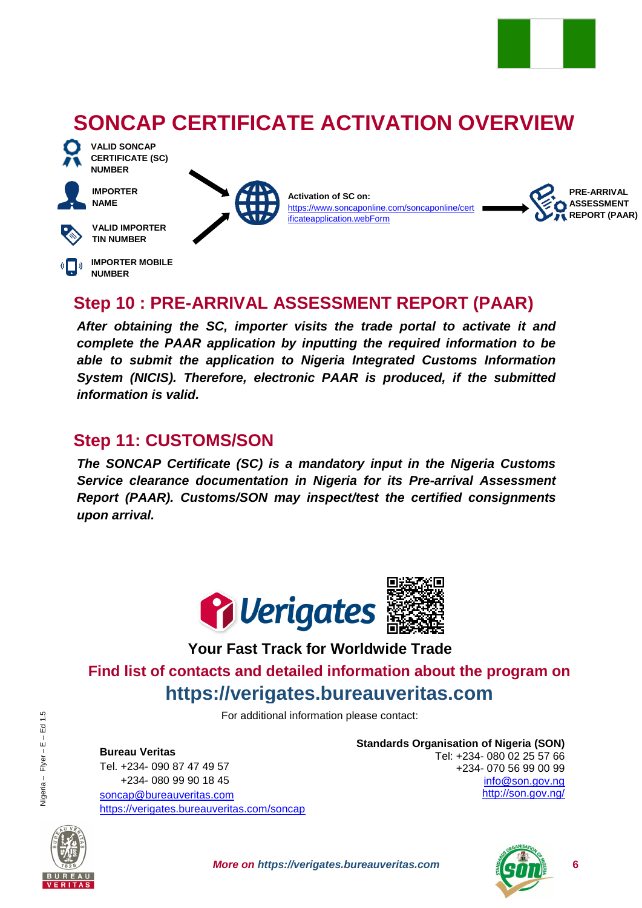# SONCAP CERTIFICATE ACTIVATION OVERVIEW

- VALID SONCAP CERTIFICATE (SC) NUMBER
- IMPORTER NAME
- VALID IMPORTER TIN NUMBER
- IMPORTER MOBILE NUMBER

**Activation of SC on:** https://www.soncaponline.com/soncaponline/certificateapplication.webForm

PRE-ARRIVAL ASSESSMENT REPORT (PAAR)

## Step 10 : PRE-ARRIVAL ASSESSMENT REPORT (PAAR)

***After obtaining the SC, importer visits the trade portal to activate it and complete the PAAR application by inputting the required information to be able to submit the application to Nigeria Integrated Customs Information System (NICIS). Therefore, electronic PAAR is produced, if the submitted information is valid.***

## Step 11: CUSTOMS/SON

***The SONCAP Certificate (SC) is a mandatory input in the Nigeria Customs Service clearance documentation in Nigeria for its Pre-arrival Assessment Report (PAAR). Customs/SON may inspect/test the certified consignments upon arrival.***

Verigates

**Your Fast Track for Worldwide Trade**

**Find list of contacts and detailed information about the program on**

**https://verigates.bureauveritas.com**

For additional information please contact:

**Bureau Veritas**
Tel. +234- 090 87 47 49 57
+234- 080 99 90 18 45
soncap@bureauveritas.com
https://verigates.bureauveritas.com/soncap

**Standards Organisation of Nigeria (SON)**
Tel: +234- 080 02 25 57 66
+234- 070 56 99 00 99
info@son.gov.ng
http://son.gov.ng/

Nigeria – Flyer – E – Ed 1.5

***More on https://verigates.bureauveritas.com***